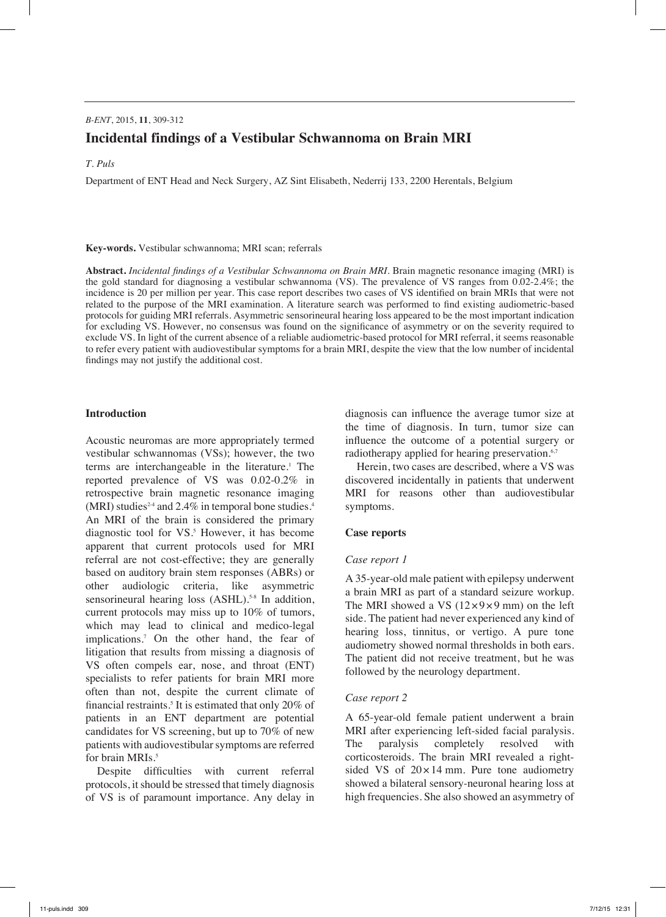# Incidental findings of a Vestibular Schwannoma on Brain MRI

*T. Puls*

Department of ENT Head and Neck Surgery, AZ Sint Elisabeth, Nederrij 133, 2200 Herentals, Belgium

**Key-words.** Vestibular schwannoma; MRI scan; referrals

**Abstract.** *Incidental findings of a Vestibular Schwannoma on Brain MRI.* Brain magnetic resonance imaging (MRI) is the gold standard for diagnosing a vestibular schwannoma (VS). The prevalence of VS ranges from 0.02-2.4%; the incidence is 20 per million per year. This case report describes two cases of VS identified on brain MRIs that were not related to the purpose of the MRI examination. A literature search was performed to find existing audiometric-based protocols for guiding MRI referrals. Asymmetric sensorineural hearing loss appeared to be the most important indication for excluding VS. However, no consensus was found on the significance of asymmetry or on the severity required to exclude VS. In light of the current absence of a reliable audiometric-based protocol for MRI referral, it seems reasonable to refer every patient with audiovestibular symptoms for a brain MRI, despite the view that the low number of incidental findings may not justify the additional cost.

## Introduction

Acoustic neuromas are more appropriately termed vestibular schwannomas (VSs); however, the two terms are interchangeable in the literature.[1] The reported prevalence of VS was 0.02-0.2% in retrospective brain magnetic resonance imaging (MRI) studies[2-4] and 2.4% in temporal bone studies.[4] An MRI of the brain is considered the primary diagnostic tool for VS.[5] However, it has become apparent that current protocols used for MRI referral are not cost-effective; they are generally based on auditory brain stem responses (ABRs) or other audiologic criteria, like asymmetric sensorineural hearing loss (ASHL).[5-8] In addition, current protocols may miss up to 10% of tumors, which may lead to clinical and medico-legal implications.[7] On the other hand, the fear of litigation that results from missing a diagnosis of VS often compels ear, nose, and throat (ENT) specialists to refer patients for brain MRI more often than not, despite the current climate of financial restraints.[5] It is estimated that only 20% of patients in an ENT department are potential candidates for VS screening, but up to 70% of new patients with audiovestibular symptoms are referred for brain MRIs.[5]

Despite difficulties with current referral protocols, it should be stressed that timely diagnosis of VS is of paramount importance. Any delay in diagnosis can influence the average tumor size at the time of diagnosis. In turn, tumor size can influence the outcome of a potential surgery or radiotherapy applied for hearing preservation.[6,7]

Herein, two cases are described, where a VS was discovered incidentally in patients that underwent MRI for reasons other than audiovestibular symptoms.

## Case reports

### *Case report 1*

A 35-year-old male patient with epilepsy underwent a brain MRI as part of a standard seizure workup. The MRI showed a VS ($12 \times 9 \times 9$ mm) on the left side. The patient had never experienced any kind of hearing loss, tinnitus, or vertigo. A pure tone audiometry showed normal thresholds in both ears. The patient did not receive treatment, but he was followed by the neurology department.

### *Case report 2*

A 65-year-old female patient underwent a brain MRI after experiencing left-sided facial paralysis. The paralysis completely resolved with corticosteroids. The brain MRI revealed a right-sided VS of $20 \times 14$ mm. Pure tone audiometry showed a bilateral sensory-neuronal hearing loss at high frequencies. She also showed an asymmetry of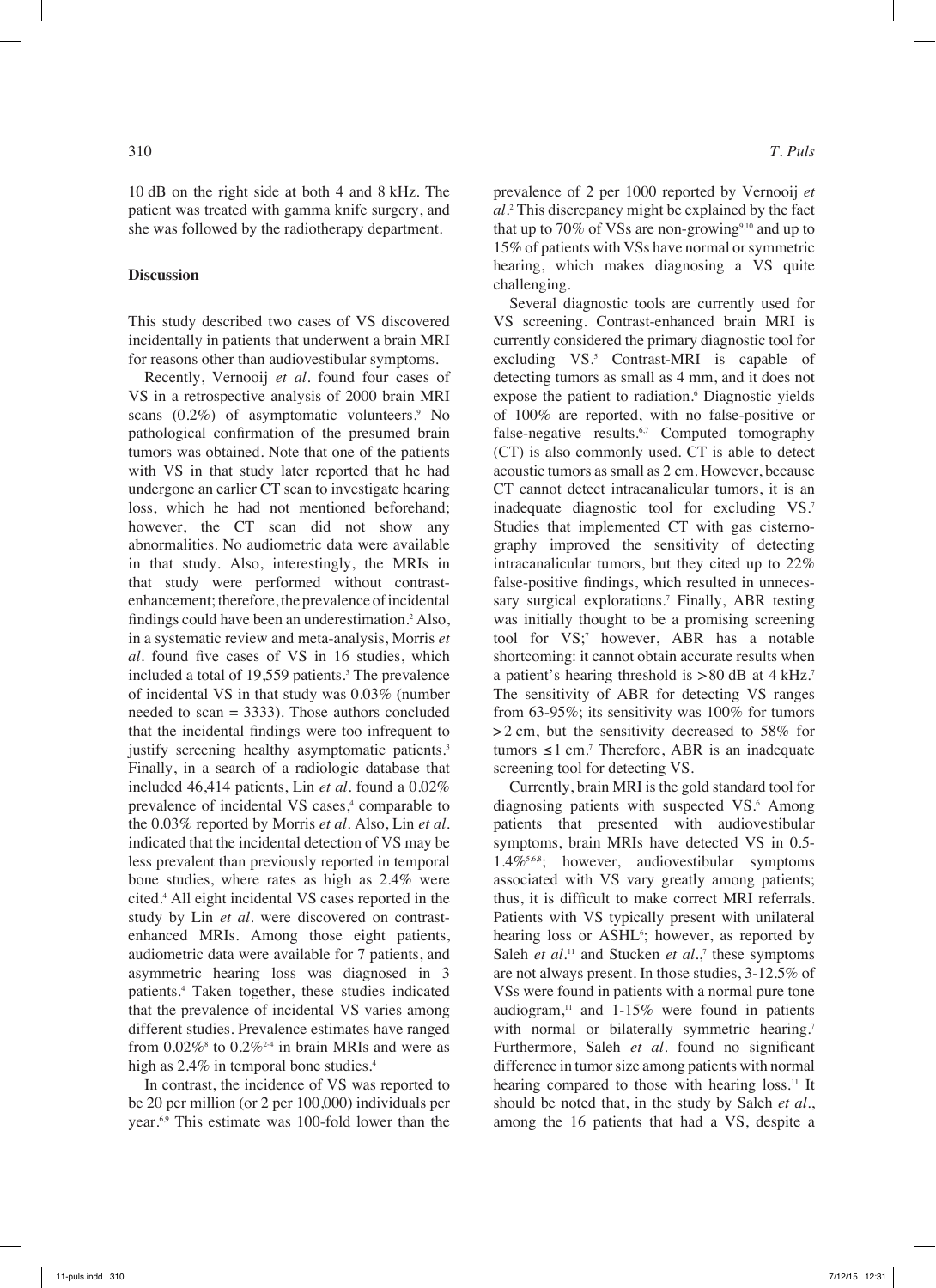10 dB on the right side at both 4 and 8 kHz. The patient was treated with gamma knife surgery, and she was followed by the radiotherapy department.

## Discussion

This study described two cases of VS discovered incidentally in patients that underwent a brain MRI for reasons other than audiovestibular symptoms.

Recently, Vernooij *et al.* found four cases of VS in a retrospective analysis of 2000 brain MRI scans (0.2%) of asymptomatic volunteers.[9] No pathological confirmation of the presumed brain tumors was obtained. Note that one of the patients with VS in that study later reported that he had undergone an earlier CT scan to investigate hearing loss, which he had not mentioned beforehand; however, the CT scan did not show any abnormalities. No audiometric data were available in that study. Also, interestingly, the MRIs in that study were performed without contrast-enhancement; therefore, the prevalence of incidental findings could have been an underestimation.[2] Also, in a systematic review and meta-analysis, Morris *et al.* found five cases of VS in 16 studies, which included a total of 19,559 patients.[3] The prevalence of incidental VS in that study was 0.03% (number needed to scan = 3333). Those authors concluded that the incidental findings were too infrequent to justify screening healthy asymptomatic patients.[3] Finally, in a search of a radiologic database that included 46,414 patients, Lin *et al.* found a 0.02% prevalence of incidental VS cases,[4] comparable to the 0.03% reported by Morris *et al.* Also, Lin *et al.* indicated that the incidental detection of VS may be less prevalent than previously reported in temporal bone studies, where rates as high as 2.4% were cited.[4] All eight incidental VS cases reported in the study by Lin *et al.* were discovered on contrast-enhanced MRIs. Among those eight patients, audiometric data were available for 7 patients, and asymmetric hearing loss was diagnosed in 3 patients.[4] Taken together, these studies indicated that the prevalence of incidental VS varies among different studies. Prevalence estimates have ranged from 0.02%[8] to 0.2%[2-4] in brain MRIs and were as high as 2.4% in temporal bone studies.[4]

In contrast, the incidence of VS was reported to be 20 per million (or 2 per 100,000) individuals per year.[6,9] This estimate was 100-fold lower than the prevalence of 2 per 1000 reported by Vernooij *et al.*[2] This discrepancy might be explained by the fact that up to 70% of VSs are non-growing[9,10] and up to 15% of patients with VSs have normal or symmetric hearing, which makes diagnosing a VS quite challenging.

Several diagnostic tools are currently used for VS screening. Contrast-enhanced brain MRI is currently considered the primary diagnostic tool for excluding VS.[5] Contrast-MRI is capable of detecting tumors as small as 4 mm, and it does not expose the patient to radiation.[6] Diagnostic yields of 100% are reported, with no false-positive or false-negative results.[6,7] Computed tomography (CT) is also commonly used. CT is able to detect acoustic tumors as small as 2 cm. However, because CT cannot detect intracanalicular tumors, it is an inadequate diagnostic tool for excluding VS.[7] Studies that implemented CT with gas cisternography improved the sensitivity of detecting intracanalicular tumors, but they cited up to 22% false-positive findings, which resulted in unnecessary surgical explorations.[7] Finally, ABR testing was initially thought to be a promising screening tool for VS;[7] however, ABR has a notable shortcoming: it cannot obtain accurate results when a patient's hearing threshold is >80 dB at 4 kHz.[7] The sensitivity of ABR for detecting VS ranges from 63-95%; its sensitivity was 100% for tumors >2 cm, but the sensitivity decreased to 58% for tumors ≤1 cm.[7] Therefore, ABR is an inadequate screening tool for detecting VS.

Currently, brain MRI is the gold standard tool for diagnosing patients with suspected VS.[6] Among patients that presented with audiovestibular symptoms, brain MRIs have detected VS in 0.5-1.4%[5,6,8]; however, audiovestibular symptoms associated with VS vary greatly among patients; thus, it is difficult to make correct MRI referrals. Patients with VS typically present with unilateral hearing loss or ASHL[6]; however, as reported by Saleh *et al.*[11] and Stucken *et al.*,[7] these symptoms are not always present. In those studies, 3-12.5% of VSs were found in patients with a normal pure tone audiogram,[11] and 1-15% were found in patients with normal or bilaterally symmetric hearing.[7] Furthermore, Saleh *et al.* found no significant difference in tumor size among patients with normal hearing compared to those with hearing loss.[11] It should be noted that, in the study by Saleh *et al.*, among the 16 patients that had a VS, despite a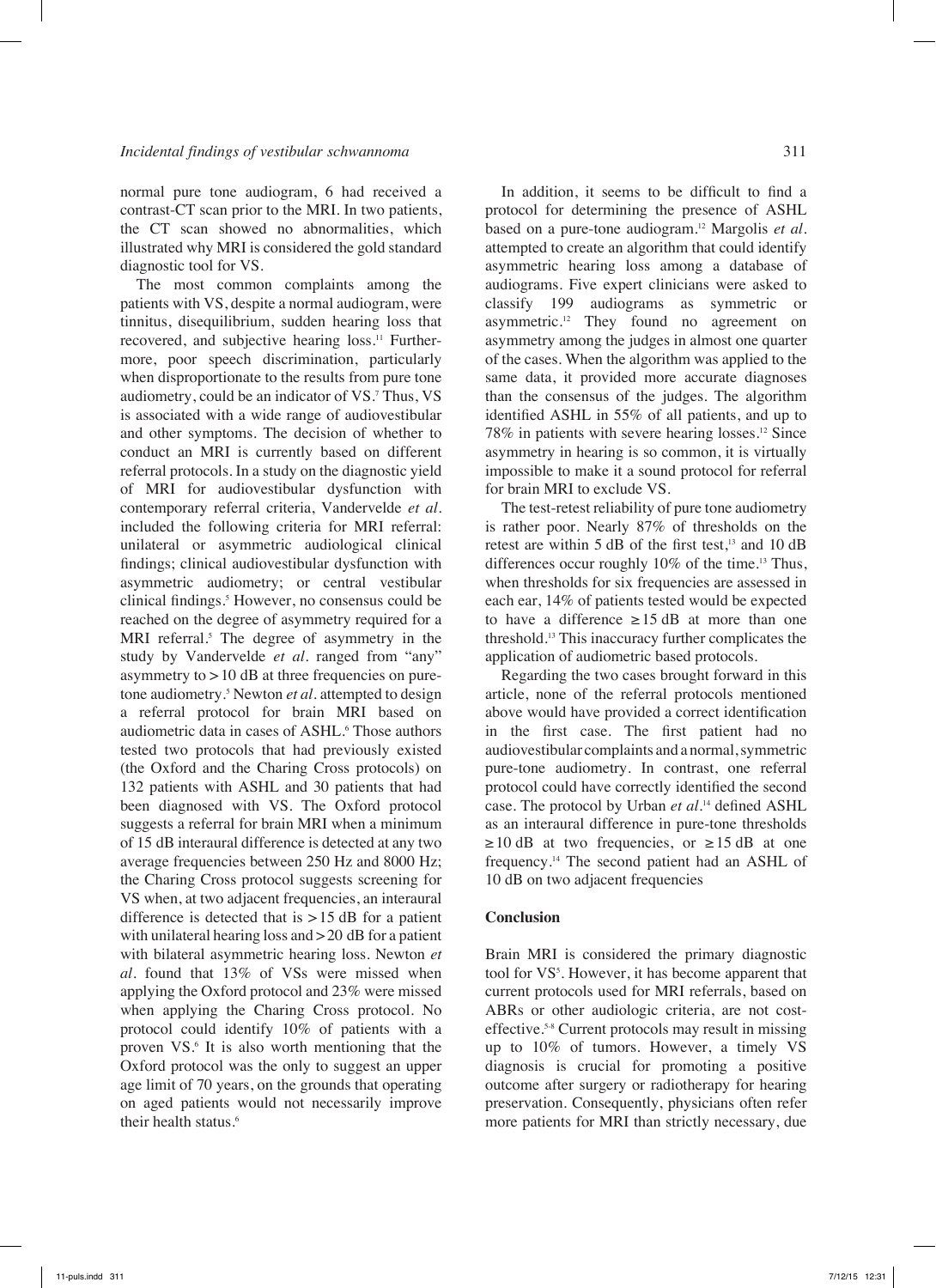normal pure tone audiogram, 6 had received a contrast-CT scan prior to the MRI. In two patients, the CT scan showed no abnormalities, which illustrated why MRI is considered the gold standard diagnostic tool for VS.

The most common complaints among the patients with VS, despite a normal audiogram, were tinnitus, disequilibrium, sudden hearing loss that recovered, and subjective hearing loss.[11] Furthermore, poor speech discrimination, particularly when disproportionate to the results from pure tone audiometry, could be an indicator of VS.[7] Thus, VS is associated with a wide range of audiovestibular and other symptoms. The decision of whether to conduct an MRI is currently based on different referral protocols. In a study on the diagnostic yield of MRI for audiovestibular dysfunction with contemporary referral criteria, Vandervelde *et al.* included the following criteria for MRI referral: unilateral or asymmetric audiological clinical findings; clinical audiovestibular dysfunction with asymmetric audiometry; or central vestibular clinical findings.[5] However, no consensus could be reached on the degree of asymmetry required for a MRI referral.[5] The degree of asymmetry in the study by Vandervelde *et al.* ranged from "any" asymmetry to > 10 dB at three frequencies on pure-tone audiometry.[5] Newton *et al.* attempted to design a referral protocol for brain MRI based on audiometric data in cases of ASHL.[6] Those authors tested two protocols that had previously existed (the Oxford and the Charing Cross protocols) on 132 patients with ASHL and 30 patients that had been diagnosed with VS. The Oxford protocol suggests a referral for brain MRI when a minimum of 15 dB interaural difference is detected at any two average frequencies between 250 Hz and 8000 Hz; the Charing Cross protocol suggests screening for VS when, at two adjacent frequencies, an interaural difference is detected that is > 15 dB for a patient with unilateral hearing loss and > 20 dB for a patient with bilateral asymmetric hearing loss. Newton *et al.* found that 13% of VSs were missed when applying the Oxford protocol and 23% were missed when applying the Charing Cross protocol. No protocol could identify 10% of patients with a proven VS.[6] It is also worth mentioning that the Oxford protocol was the only to suggest an upper age limit of 70 years, on the grounds that operating on aged patients would not necessarily improve their health status.[6]

In addition, it seems to be difficult to find a protocol for determining the presence of ASHL based on a pure-tone audiogram.[12] Margolis *et al.* attempted to create an algorithm that could identify asymmetric hearing loss among a database of audiograms. Five expert clinicians were asked to classify 199 audiograms as symmetric or asymmetric.[12] They found no agreement on asymmetry among the judges in almost one quarter of the cases. When the algorithm was applied to the same data, it provided more accurate diagnoses than the consensus of the judges. The algorithm identified ASHL in 55% of all patients, and up to 78% in patients with severe hearing losses.[12] Since asymmetry in hearing is so common, it is virtually impossible to make it a sound protocol for referral for brain MRI to exclude VS.

The test-retest reliability of pure tone audiometry is rather poor. Nearly 87% of thresholds on the retest are within 5 dB of the first test,[13] and 10 dB differences occur roughly 10% of the time.[13] Thus, when thresholds for six frequencies are assessed in each ear, 14% of patients tested would be expected to have a difference ≥ 15 dB at more than one threshold.[13] This inaccuracy further complicates the application of audiometric based protocols.

Regarding the two cases brought forward in this article, none of the referral protocols mentioned above would have provided a correct identification in the first case. The first patient had no audiovestibular complaints and a normal, symmetric pure-tone audiometry. In contrast, one referral protocol could have correctly identified the second case. The protocol by Urban *et al.*[14] defined ASHL as an interaural difference in pure-tone thresholds ≥ 10 dB at two frequencies, or ≥ 15 dB at one frequency.[14] The second patient had an ASHL of 10 dB on two adjacent frequencies

## Conclusion

Brain MRI is considered the primary diagnostic tool for VS[5]. However, it has become apparent that current protocols used for MRI referrals, based on ABRs or other audiologic criteria, are not cost-effective.[5-8] Current protocols may result in missing up to 10% of tumors. However, a timely VS diagnosis is crucial for promoting a positive outcome after surgery or radiotherapy for hearing preservation. Consequently, physicians often refer more patients for MRI than strictly necessary, due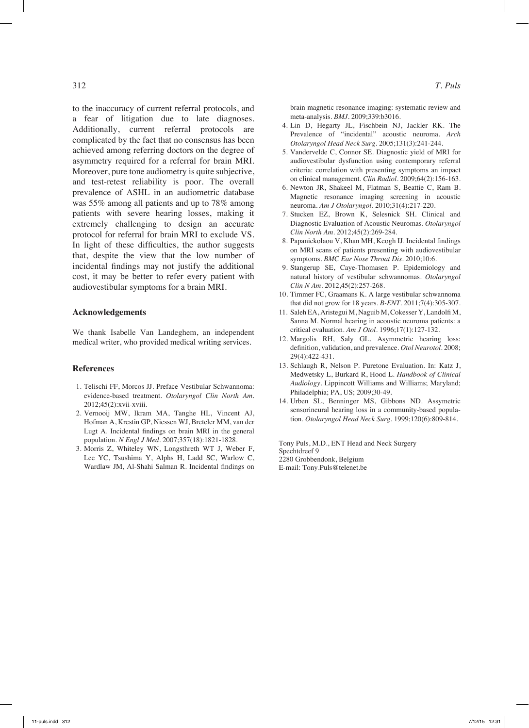to the inaccuracy of current referral protocols, and a fear of litigation due to late diagnoses. Additionally, current referral protocols are complicated by the fact that no consensus has been achieved among referring doctors on the degree of asymmetry required for a referral for brain MRI. Moreover, pure tone audiometry is quite subjective, and test-retest reliability is poor. The overall prevalence of ASHL in an audiometric database was 55% among all patients and up to 78% among patients with severe hearing losses, making it extremely challenging to design an accurate protocol for referral for brain MRI to exclude VS. In light of these difficulties, the author suggests that, despite the view that the low number of incidental findings may not justify the additional cost, it may be better to refer every patient with audiovestibular symptoms for a brain MRI.

## Acknowledgements

We thank Isabelle Van Landeghem, an independent medical writer, who provided medical writing services.

## References

1. Telischi FF, Morcos JJ. Preface Vestibular Schwannoma: evidence-based treatment. *Otolaryngol Clin North Am*. 2012;45(2):xvii-xviii.
2. Vernooij MW, Ikram MA, Tanghe HL, Vincent AJ, Hofman A, Krestin GP, Niessen WJ, Breteler MM, van der Lugt A. Incidental findings on brain MRI in the general population. *N Engl J Med*. 2007;357(18):1821-1828.
3. Morris Z, Whiteley WN, Longsthreth WT J, Weber F, Lee YC, Tsushima Y, Alphs H, Ladd SC, Warlow C, Wardlaw JM, Al-Shahi Salman R. Incidental findings on brain magnetic resonance imaging: systematic review and meta-analysis. *BMJ*. 2009;339:b3016.
4. Lin D, Hegarty JL, Fischbein NJ, Jackler RK. The Prevalence of "incidental" acoustic neuroma. *Arch Otolaryngol Head Neck Surg*. 2005;131(3):241-244.
5. Vandervelde C, Connor SE. Diagnostic yield of MRI for audiovestibular dysfunction using contemporary referral criteria: correlation with presenting symptoms an impact on clinical management. *Clin Radiol*. 2009;64(2):156-163.
6. Newton JR, Shakeel M, Flatman S, Beattie C, Ram B. Magnetic resonance imaging screening in acoustic neuroma. *Am J Otolaryngol*. 2010;31(4):217-220.
7. Stucken EZ, Brown K, Selesnick SH. Clinical and Diagnostic Evaluation of Acoustic Neuromas. *Otolaryngol Clin North Am*. 2012;45(2):269-284.
8. Papanickolaou V, Khan MH, Keogh IJ. Incidental findings on MRI scans of patients presenting with audiovestibular symptoms. *BMC Ear Nose Throat Dis*. 2010;10:6.
9. Stangerup SE, Caye-Thomasen P. Epidemiology and natural history of vestibular schwannomas. *Otolaryngol Clin N Am*. 2012,45(2):257-268.
10. Timmer FC, Graamans K. A large vestibular schwannoma that did not grow for 18 years. *B-ENT*. 2011;7(4):305-307.
11. Saleh EA, Aristegui M, Naguib M, Cokesser Y, Landolfi M, Sanna M. Normal hearing in acoustic neuroma patients: a critical evaluation. *Am J Otol*. 1996;17(1):127-132.
12. Margolis RH, Saly GL. Asymmetric hearing loss: definition, validation, and prevalence. *Otol Neurotol*. 2008; 29(4):422-431.
13. Schlaugh R, Nelson P. Puretone Evaluation. In: Katz J, Medwetsky L, Burkard R, Hood L. *Handbook of Clinical Audiology*. Lippincott Williams and Williams; Maryland; Philadelphia; PA, US; 2009;30-49.
14. Urben SL, Benninger MS, Gibbons ND. Assymetric sensorineural hearing loss in a community-based population. *Otolaryngol Head Neck Surg*. 1999;120(6):809-814.

Tony Puls, M.D., ENT Head and Neck Surgery
Spechtdreef 9
2280 Grobbendonk, Belgium
E-mail: Tony.Puls@telenet.be